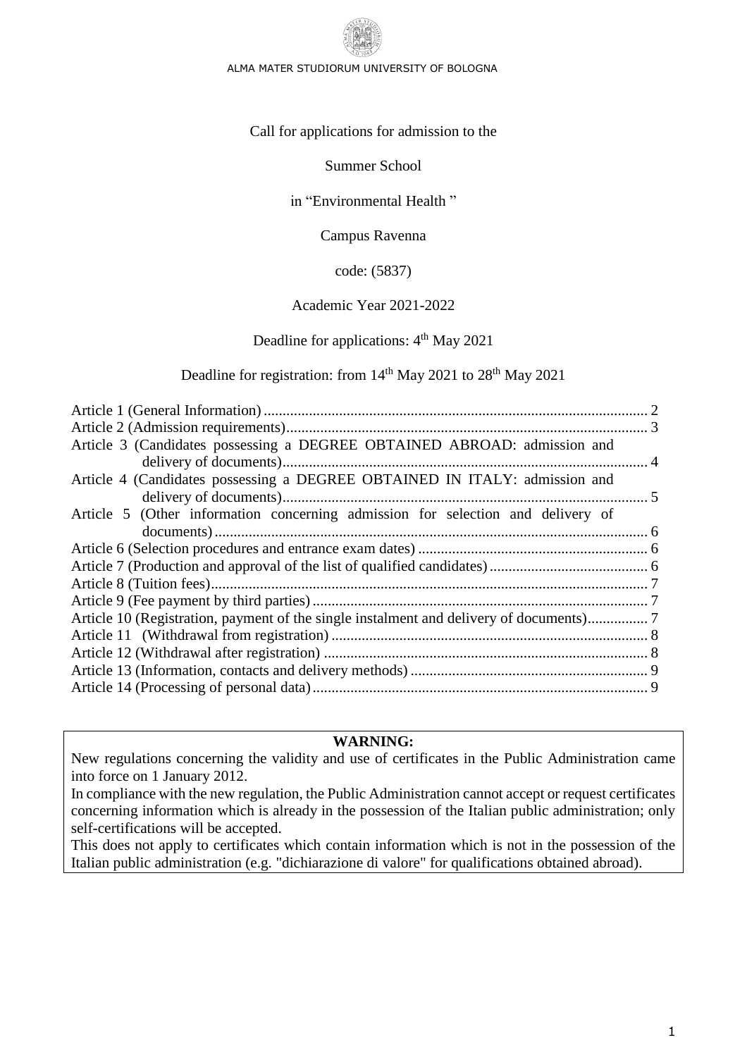ALMA MATER STUDIORUM UNIVERSITY OF BOLOGNA

Call for applications for admission to the

Summer School

in "Environmental Health "

Campus Ravenna

code: (5837)

Academic Year 2021-2022

Deadline for applications: 4th May 2021

Deadline for registration: from 14th May 2021 to 28th May 2021

Article 1 (General Information) ..... 2
Article 2 (Admission requirements) ..... 3
Article 3 (Candidates possessing a DEGREE OBTAINED ABROAD: admission and delivery of documents) ..... 4
Article 4 (Candidates possessing a DEGREE OBTAINED IN ITALY: admission and delivery of documents) ..... 5
Article 5 (Other information concerning admission for selection and delivery of documents) ..... 6
Article 6 (Selection procedures and entrance exam dates) ..... 6
Article 7 (Production and approval of the list of qualified candidates) ..... 6
Article 8 (Tuition fees) ..... 7
Article 9 (Fee payment by third parties) ..... 7
Article 10 (Registration, payment of the single instalment and delivery of documents) ..... 7
Article 11 (Withdrawal from registration) ..... 8
Article 12 (Withdrawal after registration) ..... 8
Article 13 (Information, contacts and delivery methods) ..... 9
Article 14 (Processing of personal data) ..... 9

**WARNING:**

New regulations concerning the validity and use of certificates in the Public Administration came into force on 1 January 2012.

In compliance with the new regulation, the Public Administration cannot accept or request certificates concerning information which is already in the possession of the Italian public administration; only self-certifications will be accepted.

This does not apply to certificates which contain information which is not in the possession of the Italian public administration (e.g. "dichiarazione di valore" for qualifications obtained abroad).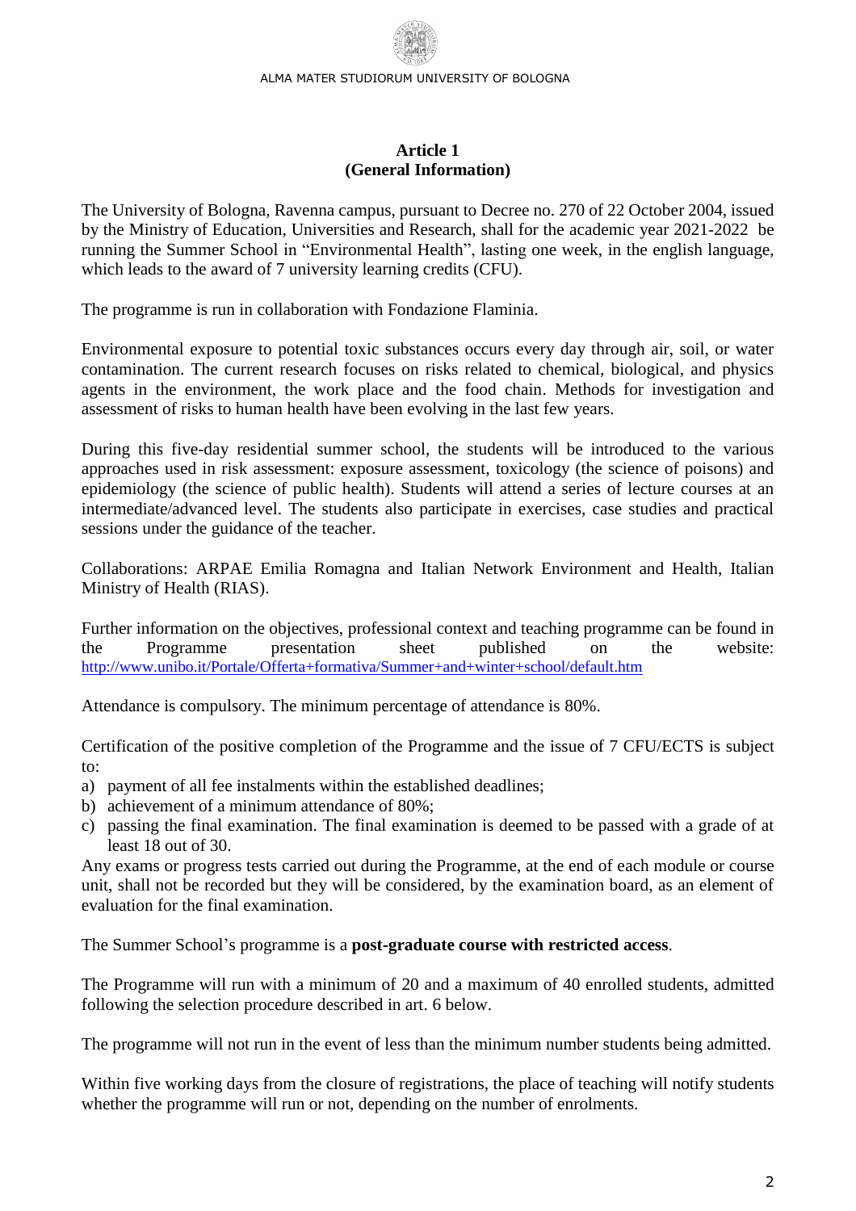**Article 1**
**(General Information)**

The University of Bologna, Ravenna campus, pursuant to Decree no. 270 of 22 October 2004, issued by the Ministry of Education, Universities and Research, shall for the academic year 2021-2022 be running the Summer School in "Environmental Health", lasting one week, in the english language, which leads to the award of 7 university learning credits (CFU).

The programme is run in collaboration with Fondazione Flaminia.

Environmental exposure to potential toxic substances occurs every day through air, soil, or water contamination. The current research focuses on risks related to chemical, biological, and physics agents in the environment, the work place and the food chain. Methods for investigation and assessment of risks to human health have been evolving in the last few years.

During this five-day residential summer school, the students will be introduced to the various approaches used in risk assessment: exposure assessment, toxicology (the science of poisons) and epidemiology (the science of public health). Students will attend a series of lecture courses at an intermediate/advanced level. The students also participate in exercises, case studies and practical sessions under the guidance of the teacher.

Collaborations: ARPAE Emilia Romagna and Italian Network Environment and Health, Italian Ministry of Health (RIAS).

Further information on the objectives, professional context and teaching programme can be found in the Programme presentation sheet published on the website: http://www.unibo.it/Portale/Offerta+formativa/Summer+and+winter+school/default.htm

Attendance is compulsory. The minimum percentage of attendance is 80%.

Certification of the positive completion of the Programme and the issue of 7 CFU/ECTS is subject to:

a) payment of all fee instalments within the established deadlines;
b) achievement of a minimum attendance of 80%;
c) passing the final examination. The final examination is deemed to be passed with a grade of at least 18 out of 30.

Any exams or progress tests carried out during the Programme, at the end of each module or course unit, shall not be recorded but they will be considered, by the examination board, as an element of evaluation for the final examination.

The Summer School's programme is a **post-graduate course with restricted access**.

The Programme will run with a minimum of 20 and a maximum of 40 enrolled students, admitted following the selection procedure described in art. 6 below.

The programme will not run in the event of less than the minimum number students being admitted.

Within five working days from the closure of registrations, the place of teaching will notify students whether the programme will run or not, depending on the number of enrolments.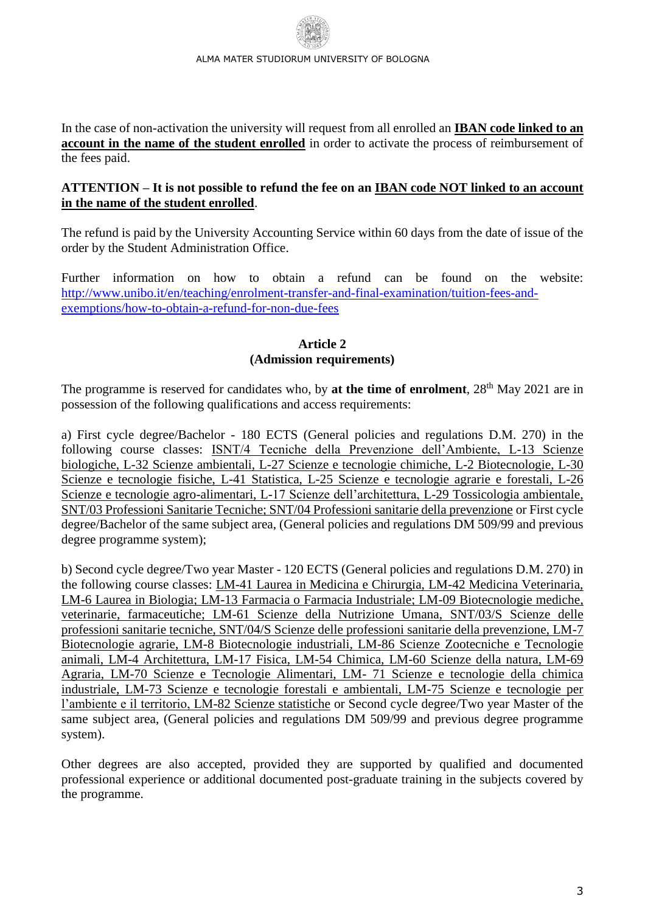In the case of non-activation the university will request from all enrolled an **IBAN code linked to an account in the name of the student enrolled** in order to activate the process of reimbursement of the fees paid.

**ATTENTION – It is not possible to refund the fee on an IBAN code NOT linked to an account in the name of the student enrolled**.

The refund is paid by the University Accounting Service within 60 days from the date of issue of the order by the Student Administration Office.

Further information on how to obtain a refund can be found on the website: http://www.unibo.it/en/teaching/enrolment-transfer-and-final-examination/tuition-fees-and-exemptions/how-to-obtain-a-refund-for-non-due-fees

## Article 2
## (Admission requirements)

The programme is reserved for candidates who, by **at the time of enrolment**, 28th May 2021 are in possession of the following qualifications and access requirements:

a) First cycle degree/Bachelor - 180 ECTS (General policies and regulations D.M. 270) in the following course classes: ISNT/4 Tecniche della Prevenzione dell'Ambiente, L-13 Scienze biologiche, L-32 Scienze ambientali, L-27 Scienze e tecnologie chimiche, L-2 Biotecnologie, L-30 Scienze e tecnologie fisiche, L-41 Statistica, L-25 Scienze e tecnologie agrarie e forestali, L-26 Scienze e tecnologie agro-alimentari, L-17 Scienze dell'architettura, L-29 Tossicologia ambientale, SNT/03 Professioni Sanitarie Tecniche; SNT/04 Professioni sanitarie della prevenzione or First cycle degree/Bachelor of the same subject area, (General policies and regulations DM 509/99 and previous degree programme system);

b) Second cycle degree/Two year Master - 120 ECTS (General policies and regulations D.M. 270) in the following course classes: LM-41 Laurea in Medicina e Chirurgia, LM-42 Medicina Veterinaria, LM-6 Laurea in Biologia; LM-13 Farmacia o Farmacia Industriale; LM-09 Biotecnologie mediche, veterinarie, farmaceutiche; LM-61 Scienze della Nutrizione Umana, SNT/03/S Scienze delle professioni sanitarie tecniche, SNT/04/S Scienze delle professioni sanitarie della prevenzione, LM-7 Biotecnologie agrarie, LM-8 Biotecnologie industriali, LM-86 Scienze Zootecniche e Tecnologie animali, LM-4 Architettura, LM-17 Fisica, LM-54 Chimica, LM-60 Scienze della natura, LM-69 Agraria, LM-70 Scienze e Tecnologie Alimentari, LM- 71 Scienze e tecnologie della chimica industriale, LM-73 Scienze e tecnologie forestali e ambientali, LM-75 Scienze e tecnologie per l'ambiente e il territorio, LM-82 Scienze statistiche or Second cycle degree/Two year Master of the same subject area, (General policies and regulations DM 509/99 and previous degree programme system).

Other degrees are also accepted, provided they are supported by qualified and documented professional experience or additional documented post-graduate training in the subjects covered by the programme.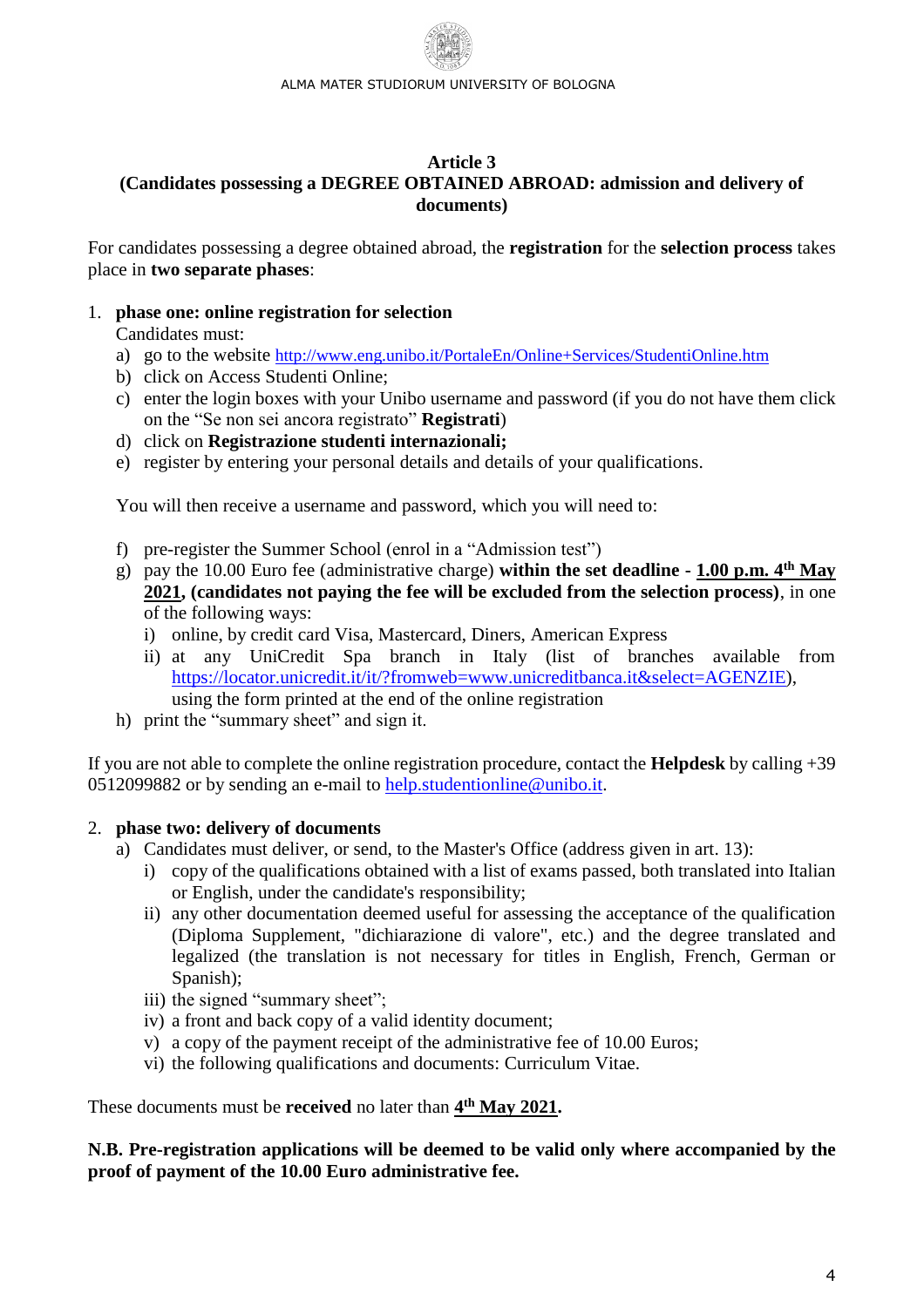## Article 3
## (Candidates possessing a DEGREE OBTAINED ABROAD: admission and delivery of documents)

For candidates possessing a degree obtained abroad, the **registration** for the **selection process** takes place in **two separate phases**:

1. **phase one: online registration for selection**
   Candidates must:
   a) go to the website http://www.eng.unibo.it/PortaleEn/Online+Services/StudentiOnline.htm
   b) click on Access Studenti Online;
   c) enter the login boxes with your Unibo username and password (if you do not have them click on the "Se non sei ancora registrato" **Registrati**)
   d) click on **Registrazione studenti internazionali;**
   e) register by entering your personal details and details of your qualifications.

   You will then receive a username and password, which you will need to:

   f) pre-register the Summer School (enrol in a "Admission test")
   g) pay the 10.00 Euro fee (administrative charge) **within the set deadline - <u>1.00 p.m. 4th May 2021</u>, (candidates not paying the fee will be excluded from the selection process)**, in one of the following ways:
      i) online, by credit card Visa, Mastercard, Diners, American Express
      ii) at any UniCredit Spa branch in Italy (list of branches available from https://locator.unicredit.it/it/?fromweb=www.unicreditbanca.it&select=AGENZIE), using the form printed at the end of the online registration
   h) print the "summary sheet" and sign it.

If you are not able to complete the online registration procedure, contact the **Helpdesk** by calling +39 0512099882 or by sending an e-mail to help.studentionline@unibo.it.

2. **phase two: delivery of documents**
   a) Candidates must deliver, or send, to the Master's Office (address given in art. 13):
      i) copy of the qualifications obtained with a list of exams passed, both translated into Italian or English, under the candidate's responsibility;
      ii) any other documentation deemed useful for assessing the acceptance of the qualification (Diploma Supplement, "dichiarazione di valore", etc.) and the degree translated and legalized (the translation is not necessary for titles in English, French, German or Spanish);
      iii) the signed "summary sheet";
      iv) a front and back copy of a valid identity document;
      v) a copy of the payment receipt of the administrative fee of 10.00 Euros;
      vi) the following qualifications and documents: Curriculum Vitae.

These documents must be **received** no later than **<u>4th May 2021</u>.**

**N.B. Pre-registration applications will be deemed to be valid only where accompanied by the proof of payment of the 10.00 Euro administrative fee.**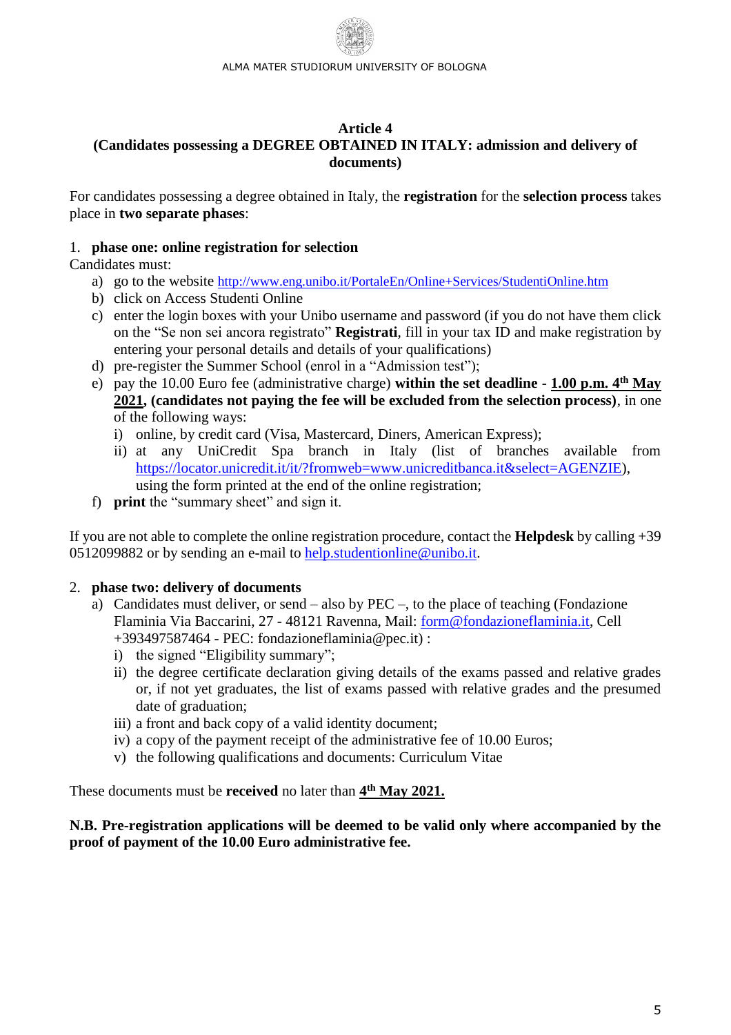## Article 4
## (Candidates possessing a DEGREE OBTAINED IN ITALY: admission and delivery of documents)

For candidates possessing a degree obtained in Italy, the **registration** for the **selection process** takes place in **two separate phases**:

1. **phase one: online registration for selection**

Candidates must:

a) go to the website http://www.eng.unibo.it/PortaleEn/Online+Services/StudentiOnline.htm

b) click on Access Studenti Online

c) enter the login boxes with your Unibo username and password (if you do not have them click on the "Se non sei ancora registrato" **Registrati**, fill in your tax ID and make registration by entering your personal details and details of your qualifications)

d) pre-register the Summer School (enrol in a "Admission test");

e) pay the 10.00 Euro fee (administrative charge) **within the set deadline - <u>1.00 p.m. 4th May 2021</u>, (candidates not paying the fee will be excluded from the selection process)**, in one of the following ways:

   i) online, by credit card (Visa, Mastercard, Diners, American Express);

   ii) at any UniCredit Spa branch in Italy (list of branches available from https://locator.unicredit.it/it/?fromweb=www.unicreditbanca.it&select=AGENZIE), using the form printed at the end of the online registration;

f) **print** the "summary sheet" and sign it.

If you are not able to complete the online registration procedure, contact the **Helpdesk** by calling +39 0512099882 or by sending an e-mail to help.studentionline@unibo.it.

2. **phase two: delivery of documents**

a) Candidates must deliver, or send – also by PEC –, to the place of teaching (Fondazione Flaminia Via Baccarini, 27 - 48121 Ravenna, Mail: form@fondazioneflaminia.it, Cell +393497587464 - PEC: fondazioneflaminia@pec.it) :

   i) the signed "Eligibility summary";

   ii) the degree certificate declaration giving details of the exams passed and relative grades or, if not yet graduates, the list of exams passed with relative grades and the presumed date of graduation;

   iii) a front and back copy of a valid identity document;

   iv) a copy of the payment receipt of the administrative fee of 10.00 Euros;

   v) the following qualifications and documents: Curriculum Vitae

These documents must be **received** no later than **<u>4th May 2021.</u>**

**N.B. Pre-registration applications will be deemed to be valid only where accompanied by the proof of payment of the 10.00 Euro administrative fee.**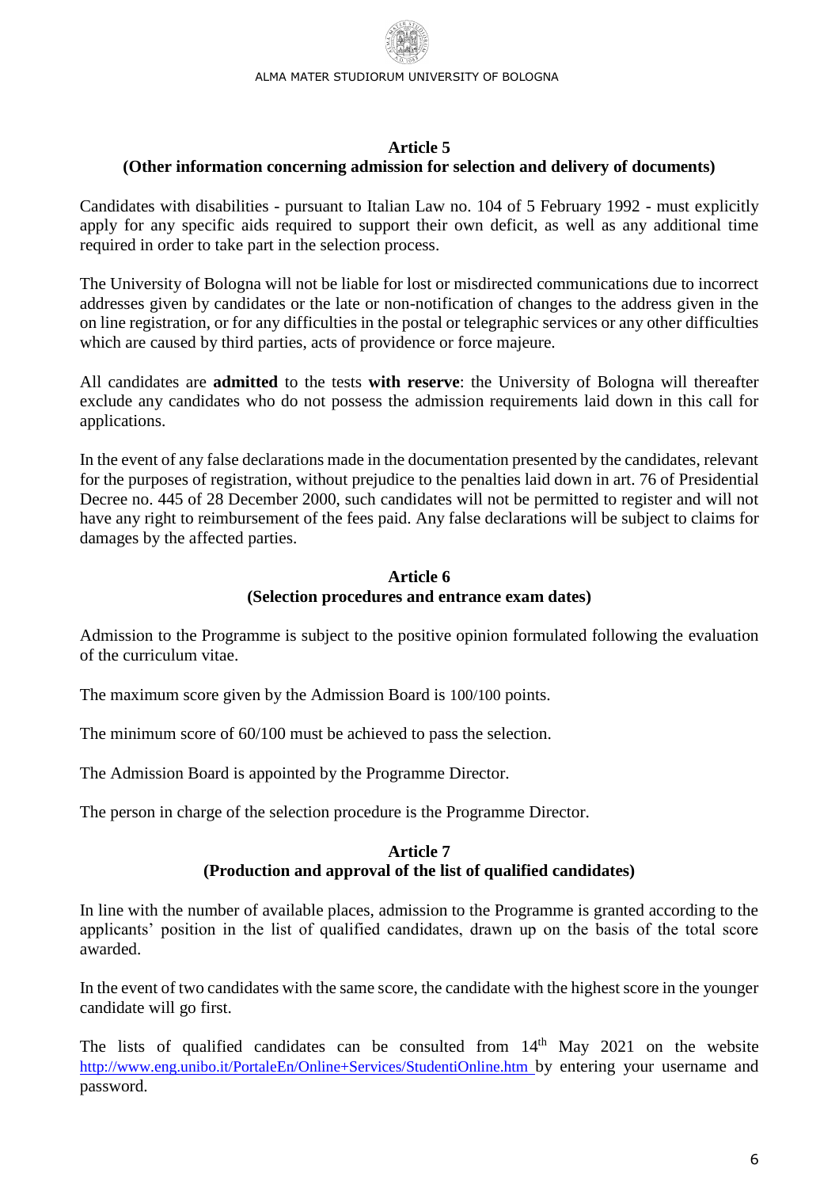## Article 5
## (Other information concerning admission for selection and delivery of documents)

Candidates with disabilities - pursuant to Italian Law no. 104 of 5 February 1992 - must explicitly apply for any specific aids required to support their own deficit, as well as any additional time required in order to take part in the selection process.

The University of Bologna will not be liable for lost or misdirected communications due to incorrect addresses given by candidates or the late or non-notification of changes to the address given in the on line registration, or for any difficulties in the postal or telegraphic services or any other difficulties which are caused by third parties, acts of providence or force majeure.

All candidates are **admitted** to the tests **with reserve**: the University of Bologna will thereafter exclude any candidates who do not possess the admission requirements laid down in this call for applications.

In the event of any false declarations made in the documentation presented by the candidates, relevant for the purposes of registration, without prejudice to the penalties laid down in art. 76 of Presidential Decree no. 445 of 28 December 2000, such candidates will not be permitted to register and will not have any right to reimbursement of the fees paid. Any false declarations will be subject to claims for damages by the affected parties.

## Article 6
## (Selection procedures and entrance exam dates)

Admission to the Programme is subject to the positive opinion formulated following the evaluation of the curriculum vitae.

The maximum score given by the Admission Board is 100/100 points.

The minimum score of 60/100 must be achieved to pass the selection.

The Admission Board is appointed by the Programme Director.

The person in charge of the selection procedure is the Programme Director.

## Article 7
## (Production and approval of the list of qualified candidates)

In line with the number of available places, admission to the Programme is granted according to the applicants' position in the list of qualified candidates, drawn up on the basis of the total score awarded.

In the event of two candidates with the same score, the candidate with the highest score in the younger candidate will go first.

The lists of qualified candidates can be consulted from 14th May 2021 on the website http://www.eng.unibo.it/PortaleEn/Online+Services/StudentiOnline.htm by entering your username and password.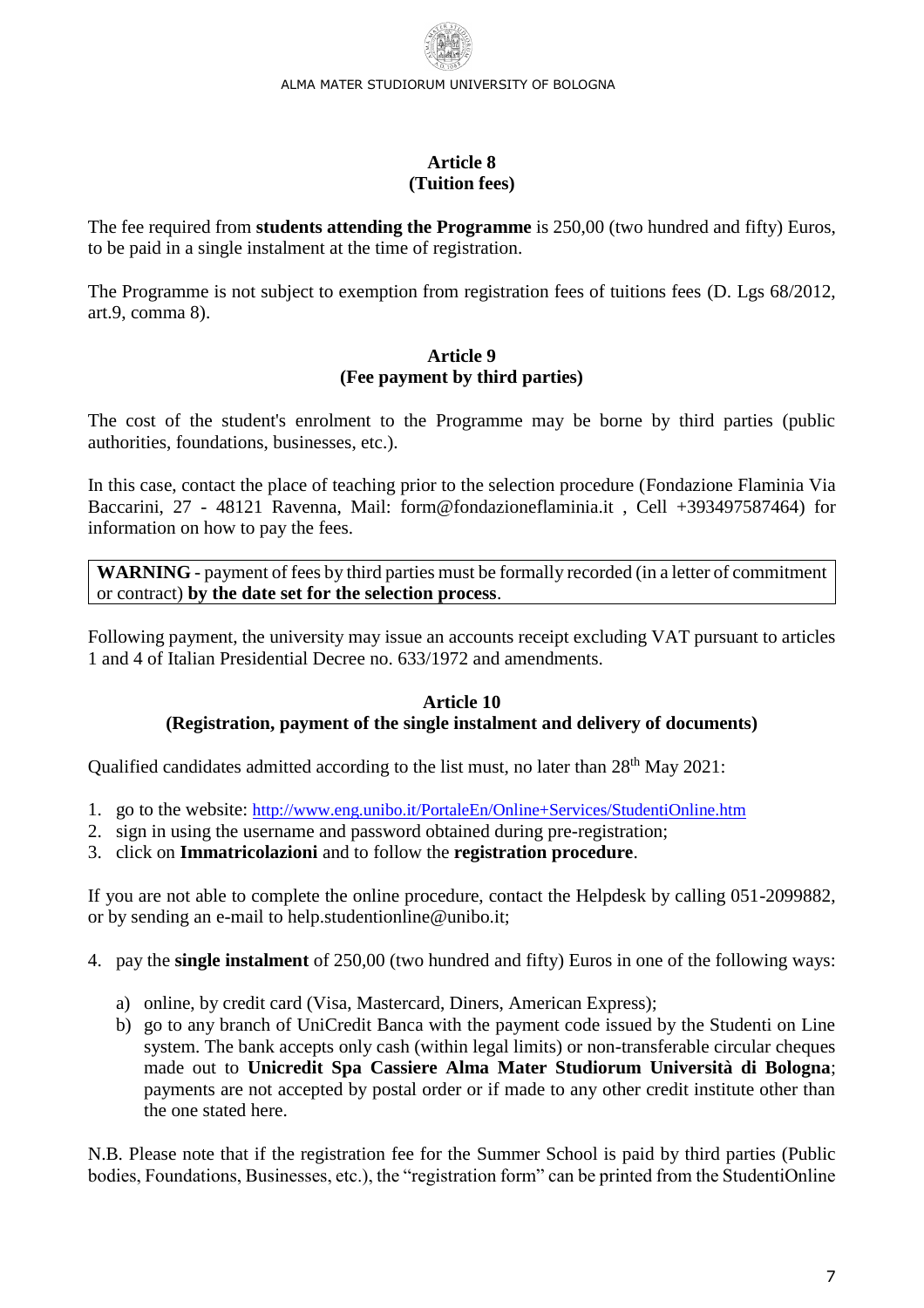## Article 8
## (Tuition fees)

The fee required from **students attending the Programme** is 250,00 (two hundred and fifty) Euros, to be paid in a single instalment at the time of registration.

The Programme is not subject to exemption from registration fees of tuitions fees (D. Lgs 68/2012, art.9, comma 8).

## Article 9
## (Fee payment by third parties)

The cost of the student's enrolment to the Programme may be borne by third parties (public authorities, foundations, businesses, etc.).

In this case, contact the place of teaching prior to the selection procedure (Fondazione Flaminia Via Baccarini, 27 - 48121 Ravenna, Mail: form@fondazioneflaminia.it , Cell +393497587464) for information on how to pay the fees.

**WARNING** - payment of fees by third parties must be formally recorded (in a letter of commitment or contract) **by the date set for the selection process**.

Following payment, the university may issue an accounts receipt excluding VAT pursuant to articles 1 and 4 of Italian Presidential Decree no. 633/1972 and amendments.

## Article 10
## (Registration, payment of the single instalment and delivery of documents)

Qualified candidates admitted according to the list must, no later than 28th May 2021:

1. go to the website: http://www.eng.unibo.it/PortaleEn/Online+Services/StudentiOnline.htm
2. sign in using the username and password obtained during pre-registration;
3. click on **Immatricolazioni** and to follow the **registration procedure**.

If you are not able to complete the online procedure, contact the Helpdesk by calling 051-2099882, or by sending an e-mail to help.studentionline@unibo.it;

4. pay the **single instalment** of 250,00 (two hundred and fifty) Euros in one of the following ways:
   a) online, by credit card (Visa, Mastercard, Diners, American Express);
   b) go to any branch of UniCredit Banca with the payment code issued by the Studenti on Line system. The bank accepts only cash (within legal limits) or non-transferable circular cheques made out to **Unicredit Spa Cassiere Alma Mater Studiorum Università di Bologna**; payments are not accepted by postal order or if made to any other credit institute other than the one stated here.

N.B. Please note that if the registration fee for the Summer School is paid by third parties (Public bodies, Foundations, Businesses, etc.), the "registration form" can be printed from the StudentiOnline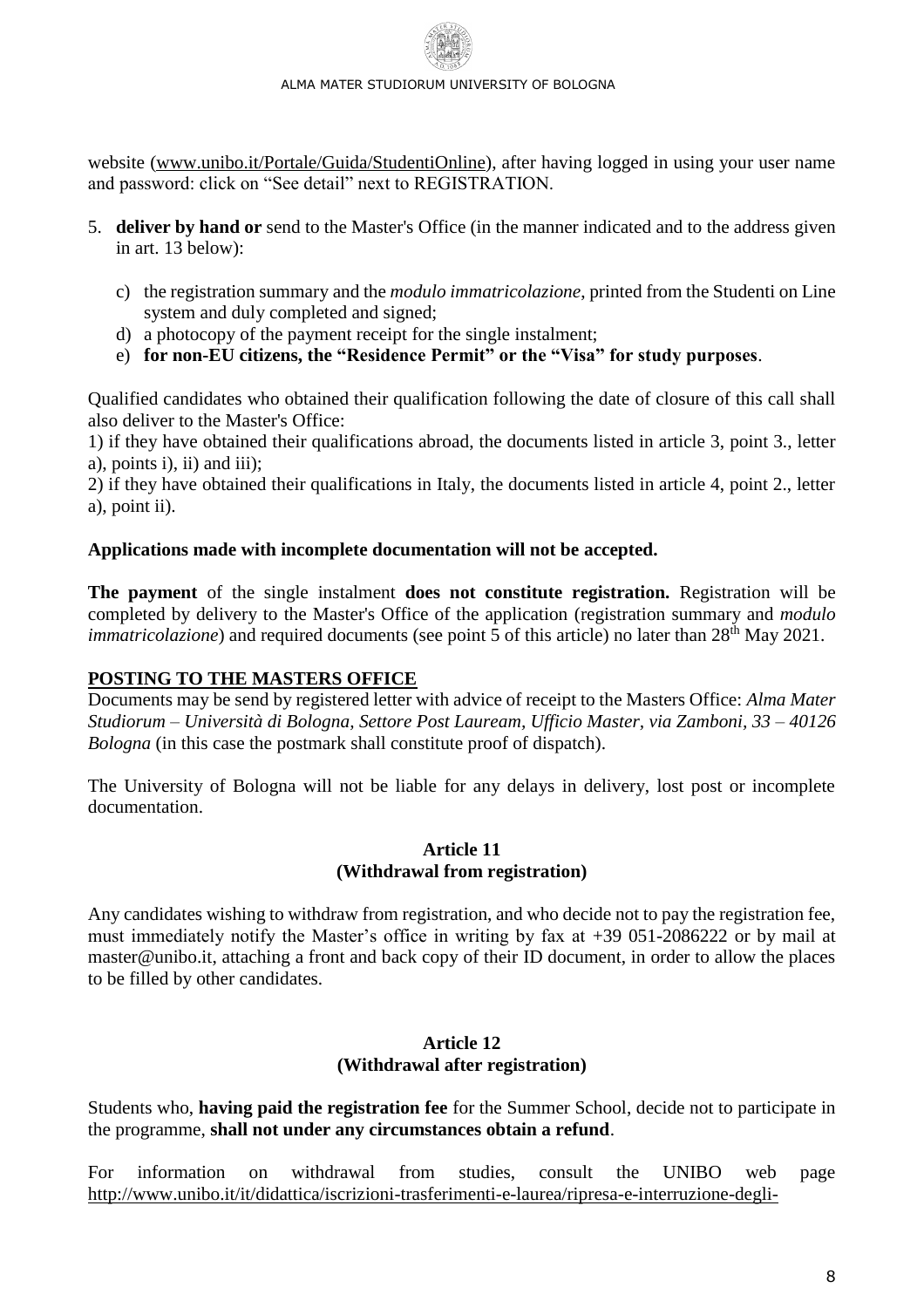website ([www.unibo.it/Portale/Guida/StudentiOnline](www.unibo.it/Portale/Guida/StudentiOnline)), after having logged in using your user name and password: click on "See detail" next to REGISTRATION.

5. **deliver by hand or** send to the Master's Office (in the manner indicated and to the address given in art. 13 below):

    c) the registration summary and the *modulo immatricolazione*, printed from the Studenti on Line system and duly completed and signed;

    d) a photocopy of the payment receipt for the single instalment;

    e) **for non-EU citizens, the "Residence Permit" or the "Visa" for study purposes**.

Qualified candidates who obtained their qualification following the date of closure of this call shall also deliver to the Master's Office:

1) if they have obtained their qualifications abroad, the documents listed in article 3, point 3., letter a), points i), ii) and iii);

2) if they have obtained their qualifications in Italy, the documents listed in article 4, point 2., letter a), point ii).

**Applications made with incomplete documentation will not be accepted.**

**The payment** of the single instalment **does not constitute registration.** Registration will be completed by delivery to the Master's Office of the application (registration summary and *modulo immatricolazione*) and required documents (see point 5 of this article) no later than 28th May 2021.

**POSTING TO THE MASTERS OFFICE**

Documents may be send by registered letter with advice of receipt to the Masters Office: *Alma Mater Studiorum – Università di Bologna, Settore Post Lauream, Ufficio Master, via Zamboni, 33 – 40126 Bologna* (in this case the postmark shall constitute proof of dispatch).

The University of Bologna will not be liable for any delays in delivery, lost post or incomplete documentation.

## Article 11
## (Withdrawal from registration)

Any candidates wishing to withdraw from registration, and who decide not to pay the registration fee, must immediately notify the Master's office in writing by fax at +39 051-2086222 or by mail at master@unibo.it, attaching a front and back copy of their ID document, in order to allow the places to be filled by other candidates.

## Article 12
## (Withdrawal after registration)

Students who, **having paid the registration fee** for the Summer School, decide not to participate in the programme, **shall not under any circumstances obtain a refund**.

For information on withdrawal from studies, consult the UNIBO web page [http://www.unibo.it/it/didattica/iscrizioni-trasferimenti-e-laurea/ripresa-e-interruzione-degli-](http://www.unibo.it/it/didattica/iscrizioni-trasferimenti-e-laurea/ripresa-e-interruzione-degli-)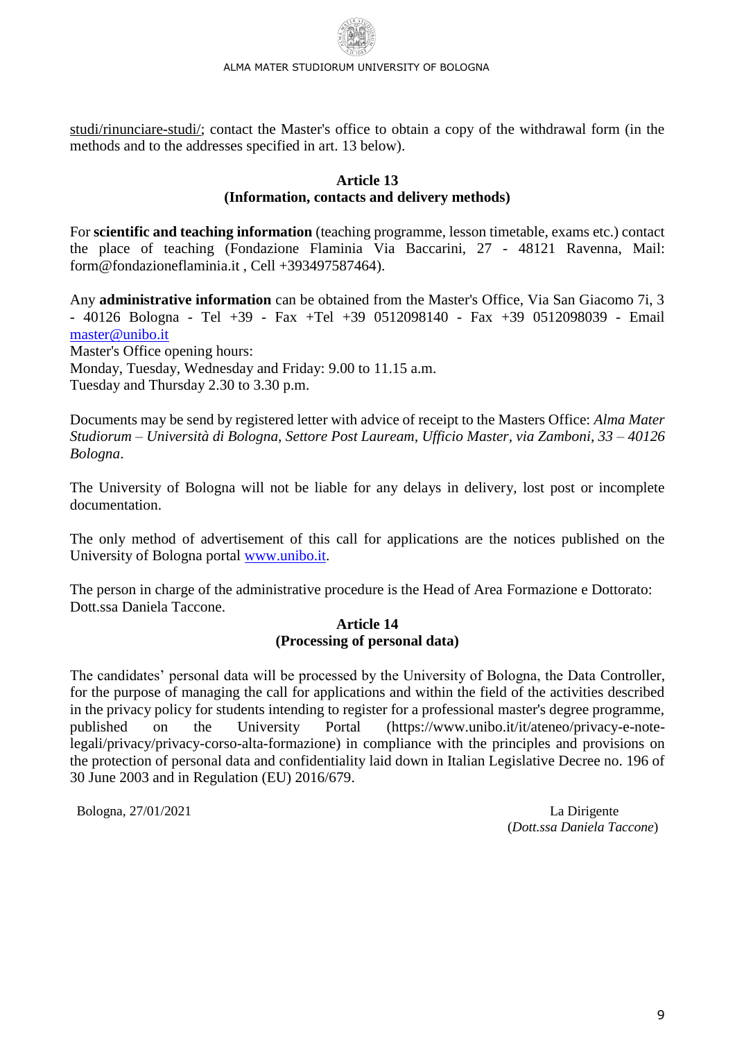studi/rinunciare-studi/; contact the Master's office to obtain a copy of the withdrawal form (in the methods and to the addresses specified in art. 13 below).

## Article 13
## (Information, contacts and delivery methods)

For **scientific and teaching information** (teaching programme, lesson timetable, exams etc.) contact the place of teaching (Fondazione Flaminia Via Baccarini, 27 - 48121 Ravenna, Mail: form@fondazioneflaminia.it , Cell +393497587464).

Any **administrative information** can be obtained from the Master's Office, Via San Giacomo 7i, 3 - 40126 Bologna - Tel +39 - Fax +Tel +39 0512098140 - Fax +39 0512098039 - Email master@unibo.it
Master's Office opening hours:
Monday, Tuesday, Wednesday and Friday: 9.00 to 11.15 a.m.
Tuesday and Thursday 2.30 to 3.30 p.m.

Documents may be send by registered letter with advice of receipt to the Masters Office: *Alma Mater Studiorum – Università di Bologna, Settore Post Lauream, Ufficio Master, via Zamboni, 33 – 40126 Bologna*.

The University of Bologna will not be liable for any delays in delivery, lost post or incomplete documentation.

The only method of advertisement of this call for applications are the notices published on the University of Bologna portal www.unibo.it.

The person in charge of the administrative procedure is the Head of Area Formazione e Dottorato: Dott.ssa Daniela Taccone.

## Article 14
## (Processing of personal data)

The candidates' personal data will be processed by the University of Bologna, the Data Controller, for the purpose of managing the call for applications and within the field of the activities described in the privacy policy for students intending to register for a professional master's degree programme, published on the University Portal (https://www.unibo.it/it/ateneo/privacy-e-note-legali/privacy/privacy-corso-alta-formazione) in compliance with the principles and provisions on the protection of personal data and confidentiality laid down in Italian Legislative Decree no. 196 of 30 June 2003 and in Regulation (EU) 2016/679.

Bologna, 27/01/2021

La Dirigente
(*Dott.ssa Daniela Taccone*)